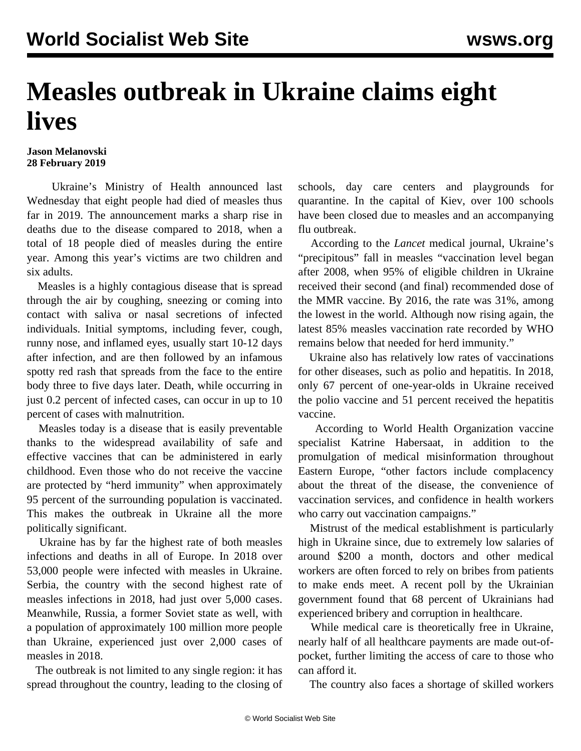# Measles outbreak in Ukraine claims eight lives

**Jason Melanovski**
**28 February 2019**

Ukraine's Ministry of Health announced last Wednesday that eight people had died of measles thus far in 2019. The announcement marks a sharp rise in deaths due to the disease compared to 2018, when a total of 18 people died of measles during the entire year. Among this year's victims are two children and six adults.

Measles is a highly contagious disease that is spread through the air by coughing, sneezing or coming into contact with saliva or nasal secretions of infected individuals. Initial symptoms, including fever, cough, runny nose, and inflamed eyes, usually start 10-12 days after infection, and are then followed by an infamous spotty red rash that spreads from the face to the entire body three to five days later. Death, while occurring in just 0.2 percent of infected cases, can occur in up to 10 percent of cases with malnutrition.

Measles today is a disease that is easily preventable thanks to the widespread availability of safe and effective vaccines that can be administered in early childhood. Even those who do not receive the vaccine are protected by "herd immunity" when approximately 95 percent of the surrounding population is vaccinated. This makes the outbreak in Ukraine all the more politically significant.

Ukraine has by far the highest rate of both measles infections and deaths in all of Europe. In 2018 over 53,000 people were infected with measles in Ukraine. Serbia, the country with the second highest rate of measles infections in 2018, had just over 5,000 cases. Meanwhile, Russia, a former Soviet state as well, with a population of approximately 100 million more people than Ukraine, experienced just over 2,000 cases of measles in 2018.

The outbreak is not limited to any single region: it has spread throughout the country, leading to the closing of schools, day care centers and playgrounds for quarantine. In the capital of Kiev, over 100 schools have been closed due to measles and an accompanying flu outbreak.

According to the *Lancet* medical journal, Ukraine's "precipitous" fall in measles "vaccination level began after 2008, when 95% of eligible children in Ukraine received their second (and final) recommended dose of the MMR vaccine. By 2016, the rate was 31%, among the lowest in the world. Although now rising again, the latest 85% measles vaccination rate recorded by WHO remains below that needed for herd immunity."

Ukraine also has relatively low rates of vaccinations for other diseases, such as polio and hepatitis. In 2018, only 67 percent of one-year-olds in Ukraine received the polio vaccine and 51 percent received the hepatitis vaccine.

According to World Health Organization vaccine specialist Katrine Habersaat, in addition to the promulgation of medical misinformation throughout Eastern Europe, "other factors include complacency about the threat of the disease, the convenience of vaccination services, and confidence in health workers who carry out vaccination campaigns."

Mistrust of the medical establishment is particularly high in Ukraine since, due to extremely low salaries of around $200 a month, doctors and other medical workers are often forced to rely on bribes from patients to make ends meet. A recent poll by the Ukrainian government found that 68 percent of Ukrainians had experienced bribery and corruption in healthcare.

While medical care is theoretically free in Ukraine, nearly half of all healthcare payments are made out-of-pocket, further limiting the access of care to those who can afford it.

The country also faces a shortage of skilled workers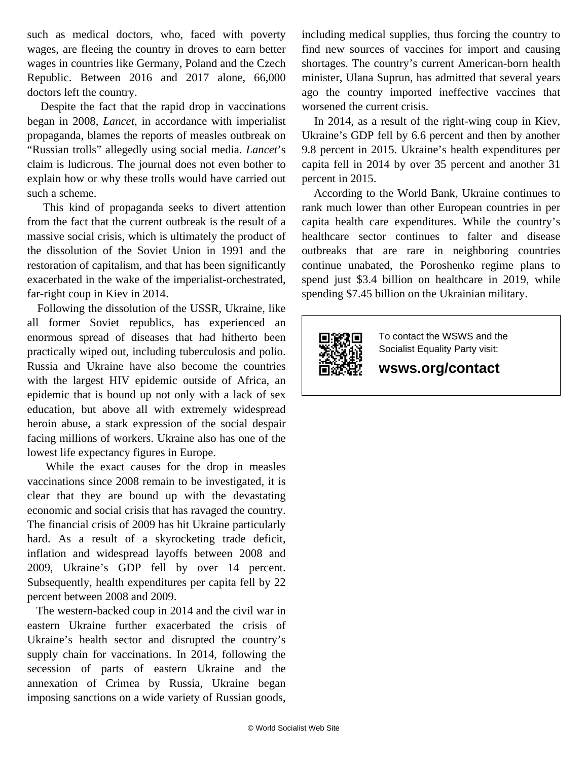such as medical doctors, who, faced with poverty wages, are fleeing the country in droves to earn better wages in countries like Germany, Poland and the Czech Republic. Between 2016 and 2017 alone, 66,000 doctors left the country.

Despite the fact that the rapid drop in vaccinations began in 2008, *Lancet*, in accordance with imperialist propaganda, blames the reports of measles outbreak on "Russian trolls" allegedly using social media. *Lancet*'s claim is ludicrous. The journal does not even bother to explain how or why these trolls would have carried out such a scheme.

This kind of propaganda seeks to divert attention from the fact that the current outbreak is the result of a massive social crisis, which is ultimately the product of the dissolution of the Soviet Union in 1991 and the restoration of capitalism, and that has been significantly exacerbated in the wake of the imperialist-orchestrated, far-right coup in Kiev in 2014.

Following the dissolution of the USSR, Ukraine, like all former Soviet republics, has experienced an enormous spread of diseases that had hitherto been practically wiped out, including tuberculosis and polio. Russia and Ukraine have also become the countries with the largest HIV epidemic outside of Africa, an epidemic that is bound up not only with a lack of sex education, but above all with extremely widespread heroin abuse, a stark expression of the social despair facing millions of workers. Ukraine also has one of the lowest life expectancy figures in Europe.

While the exact causes for the drop in measles vaccinations since 2008 remain to be investigated, it is clear that they are bound up with the devastating economic and social crisis that has ravaged the country. The financial crisis of 2009 has hit Ukraine particularly hard. As a result of a skyrocketing trade deficit, inflation and widespread layoffs between 2008 and 2009, Ukraine's GDP fell by over 14 percent. Subsequently, health expenditures per capita fell by 22 percent between 2008 and 2009.

The western-backed coup in 2014 and the civil war in eastern Ukraine further exacerbated the crisis of Ukraine's health sector and disrupted the country's supply chain for vaccinations. In 2014, following the secession of parts of eastern Ukraine and the annexation of Crimea by Russia, Ukraine began imposing sanctions on a wide variety of Russian goods, including medical supplies, thus forcing the country to find new sources of vaccines for import and causing shortages. The country's current American-born health minister, Ulana Suprun, has admitted that several years ago the country imported ineffective vaccines that worsened the current crisis.

In 2014, as a result of the right-wing coup in Kiev, Ukraine's GDP fell by 6.6 percent and then by another 9.8 percent in 2015. Ukraine's health expenditures per capita fell in 2014 by over 35 percent and another 31 percent in 2015.

According to the World Bank, Ukraine continues to rank much lower than other European countries in per capita health care expenditures. While the country's healthcare sector continues to falter and disease outbreaks that are rare in neighboring countries continue unabated, the Poroshenko regime plans to spend just $3.4 billion on healthcare in 2019, while spending $7.45 billion on the Ukrainian military.

To contact the WSWS and the Socialist Equality Party visit:

**wsws.org/contact**